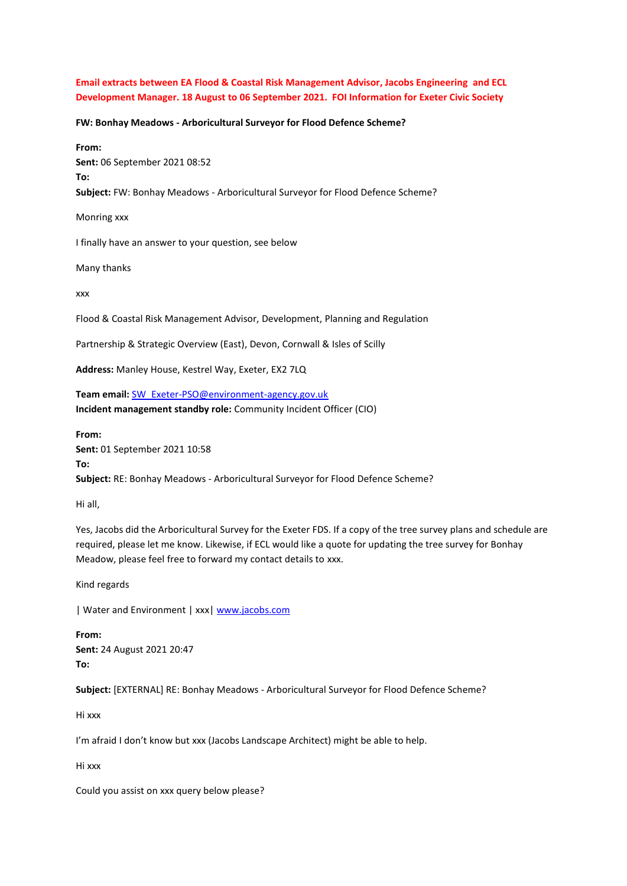**Email extracts between EA Flood & Coastal Risk Management Advisor, Jacobs Engineering and ECL Development Manager. 18 August to 06 September 2021. FOI Information for Exeter Civic Society**

**FW: Bonhay Meadows - Arboricultural Surveyor for Flood Defence Scheme?**

**From:**
**Sent:** 06 September 2021 08:52
**To:**
**Subject:** FW: Bonhay Meadows - Arboricultural Surveyor for Flood Defence Scheme?

Monring xxx

I finally have an answer to your question, see below

Many thanks

xxx

Flood & Coastal Risk Management Advisor, Development, Planning and Regulation

Partnership & Strategic Overview (East), Devon, Cornwall & Isles of Scilly

**Address:** Manley House, Kestrel Way, Exeter, EX2 7LQ

**Team email:** SW_Exeter-PSO@environment-agency.gov.uk
**Incident management standby role:** Community Incident Officer (CIO)

**From:**
**Sent:** 01 September 2021 10:58
**To:**
**Subject:** RE: Bonhay Meadows - Arboricultural Surveyor for Flood Defence Scheme?

Hi all,

Yes, Jacobs did the Arboricultural Survey for the Exeter FDS. If a copy of the tree survey plans and schedule are required, please let me know. Likewise, if ECL would like a quote for updating the tree survey for Bonhay Meadow, please feel free to forward my contact details to xxx.

Kind regards

| Water and Environment | xxx| www.jacobs.com

**From:**
**Sent:** 24 August 2021 20:47
**To:**

**Subject:** [EXTERNAL] RE: Bonhay Meadows - Arboricultural Surveyor for Flood Defence Scheme?

Hi xxx

I'm afraid I don't know but xxx (Jacobs Landscape Architect) might be able to help.

Hi xxx

Could you assist on xxx query below please?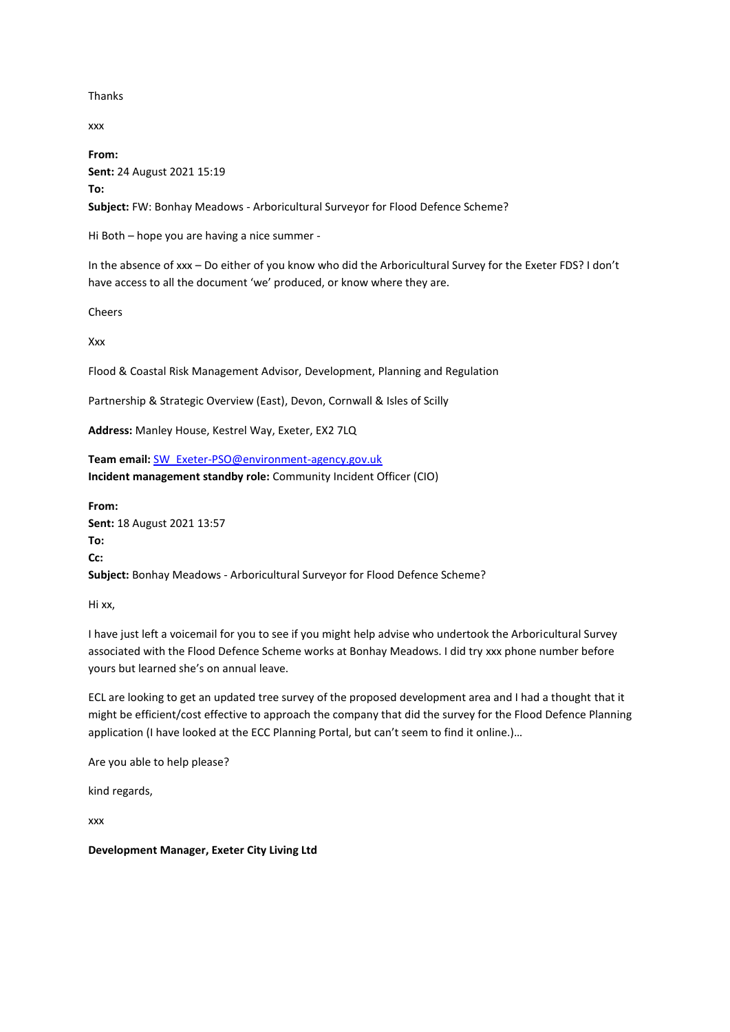Thanks

xxx

**From:**
**Sent:** 24 August 2021 15:19
**To:**
**Subject:** FW: Bonhay Meadows - Arboricultural Surveyor for Flood Defence Scheme?

Hi Both – hope you are having a nice summer -

In the absence of xxx – Do either of you know who did the Arboricultural Survey for the Exeter FDS? I don't have access to all the document 'we' produced, or know where they are.

Cheers

Xxx

Flood & Coastal Risk Management Advisor, Development, Planning and Regulation

Partnership & Strategic Overview (East), Devon, Cornwall & Isles of Scilly

**Address:** Manley House, Kestrel Way, Exeter, EX2 7LQ

**Team email:** SW_Exeter-PSO@environment-agency.gov.uk
**Incident management standby role:** Community Incident Officer (CIO)

**From:**
**Sent:** 18 August 2021 13:57
**To:**
**Cc:**
**Subject:** Bonhay Meadows - Arboricultural Surveyor for Flood Defence Scheme?

Hi xx,

I have just left a voicemail for you to see if you might help advise who undertook the Arboricultural Survey associated with the Flood Defence Scheme works at Bonhay Meadows. I did try xxx phone number before yours but learned she's on annual leave.

ECL are looking to get an updated tree survey of the proposed development area and I had a thought that it might be efficient/cost effective to approach the company that did the survey for the Flood Defence Planning application (I have looked at the ECC Planning Portal, but can't seem to find it online.)…

Are you able to help please?

kind regards,

xxx

**Development Manager, Exeter City Living Ltd**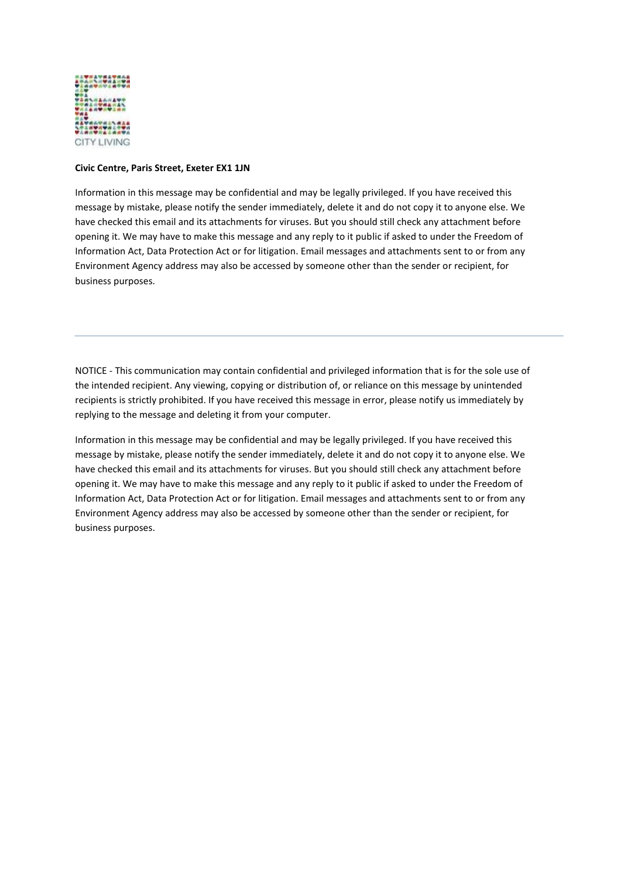CITY LIVING

**Civic Centre, Paris Street, Exeter EX1 1JN**

Information in this message may be confidential and may be legally privileged. If you have received this message by mistake, please notify the sender immediately, delete it and do not copy it to anyone else. We have checked this email and its attachments for viruses. But you should still check any attachment before opening it. We may have to make this message and any reply to it public if asked to under the Freedom of Information Act, Data Protection Act or for litigation. Email messages and attachments sent to or from any Environment Agency address may also be accessed by someone other than the sender or recipient, for business purposes.

---

NOTICE - This communication may contain confidential and privileged information that is for the sole use of the intended recipient. Any viewing, copying or distribution of, or reliance on this message by unintended recipients is strictly prohibited. If you have received this message in error, please notify us immediately by replying to the message and deleting it from your computer.

Information in this message may be confidential and may be legally privileged. If you have received this message by mistake, please notify the sender immediately, delete it and do not copy it to anyone else. We have checked this email and its attachments for viruses. But you should still check any attachment before opening it. We may have to make this message and any reply to it public if asked to under the Freedom of Information Act, Data Protection Act or for litigation. Email messages and attachments sent to or from any Environment Agency address may also be accessed by someone other than the sender or recipient, for business purposes.